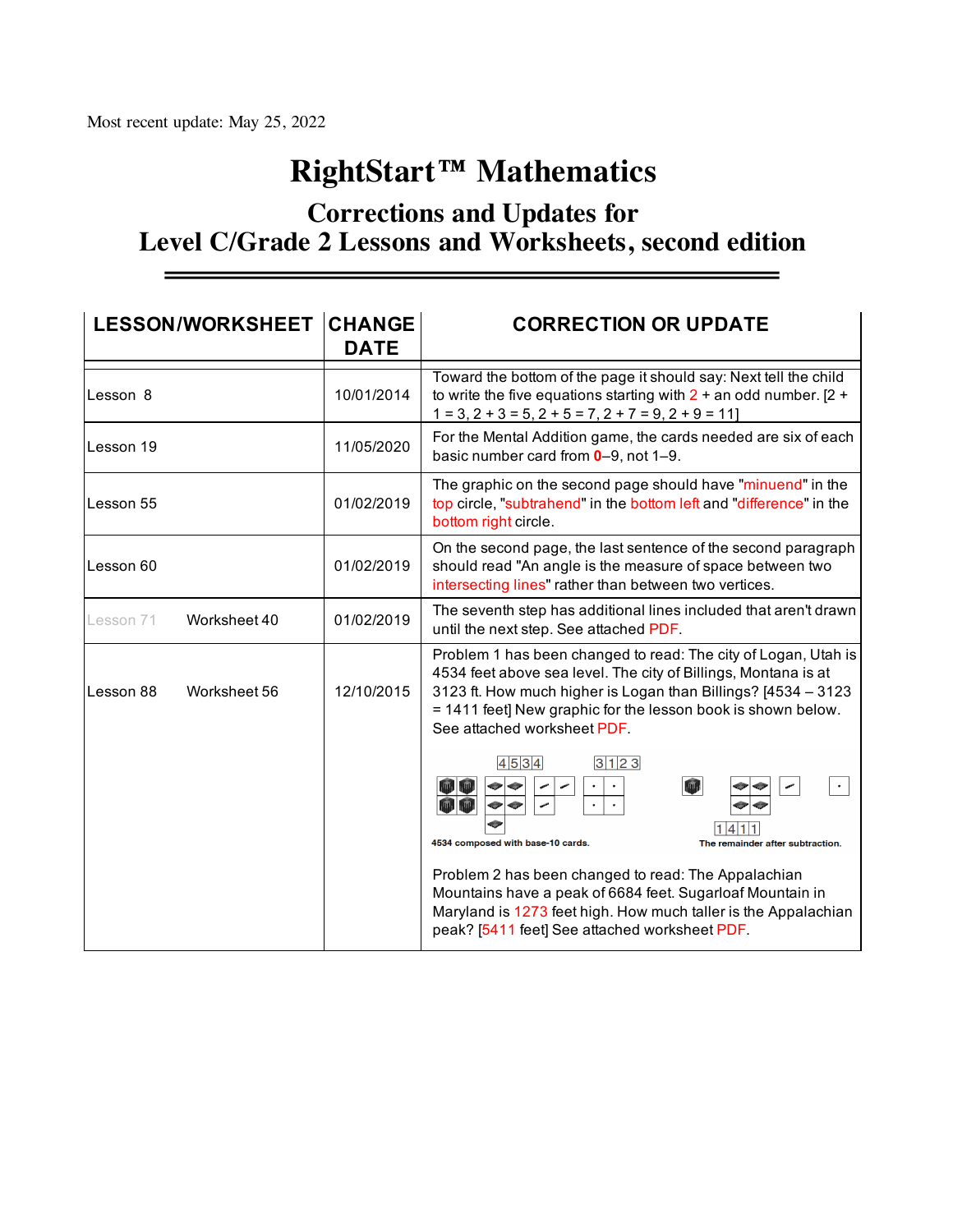Most recent update: May 25, 2022

# RightStart™ Mathematics

## Corrections and Updates for
## Level C/Grade 2 Lessons and Worksheets, second edition

| LESSON/WORKSHEET | CHANGE DATE | CORRECTION OR UPDATE |
|---|---|---|
| Lesson 8 | 10/01/2014 | Toward the bottom of the page it should say: Next tell the child to write the five equations starting with 2 + an odd number. [2 + 1 = 3, 2 + 3 = 5, 2 + 5 = 7, 2 + 7 = 9, 2 + 9 = 11] |
| Lesson 19 | 11/05/2020 | For the Mental Addition game, the cards needed are six of each basic number card from **0**–9, not 1–9. |
| Lesson 55 | 01/02/2019 | The graphic on the second page should have "minuend" in the top circle, "subtrahend" in the bottom left and "difference" in the bottom right circle. |
| Lesson 60 | 01/02/2019 | On the second page, the last sentence of the second paragraph should read "An angle is the measure of space between two intersecting lines" rather than between two vertices. |
| Lesson 71 Worksheet 40 | 01/02/2019 | The seventh step has additional lines included that aren't drawn until the next step. See attached PDF. |
| Lesson 88 Worksheet 56 | 12/10/2015 | Problem 1 has been changed to read: The city of Logan, Utah is 4534 feet above sea level. The city of Billings, Montana is at 3123 ft. How much higher is Logan than Billings? [4534 – 3123 = 1411 feet] New graphic for the lesson book is shown below. See attached worksheet PDF. 4534 composed with base-10 cards. The remainder after subtraction. Problem 2 has been changed to read: The Appalachian Mountains have a peak of 6684 feet. Sugarloaf Mountain in Maryland is 1273 feet high. How much taller is the Appalachian peak? [5411 feet] See attached worksheet PDF. |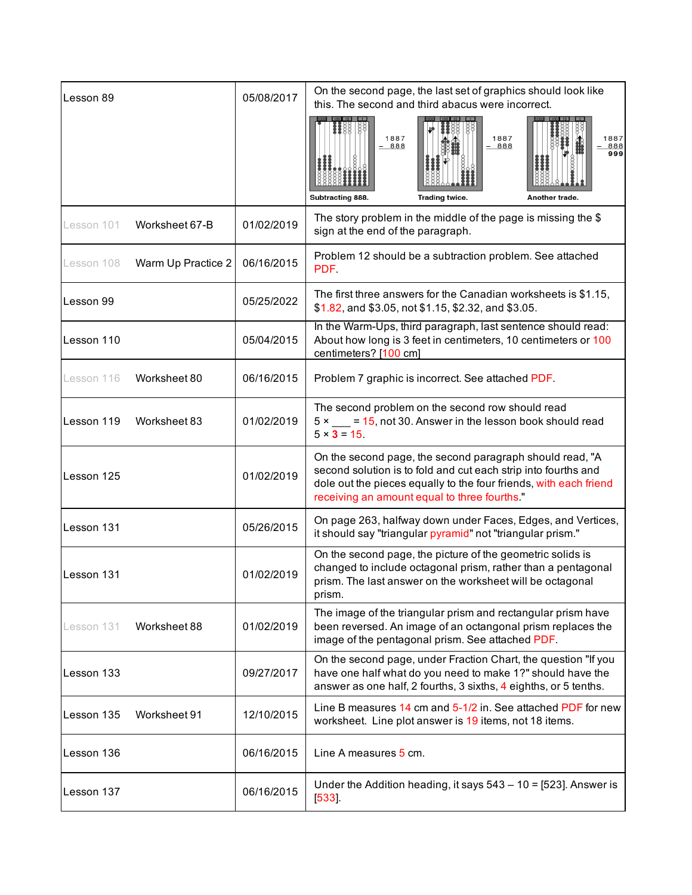| | | |
|---|---|---|
| Lesson 89 | 05/08/2017 | On the second page, the last set of graphics should look like this. The second and third abacus were incorrect. 1887 − 888 Subtracting 888. 1887 − 888 Trading twice. 1887 − 888 999 Another trade. |
| Lesson 101 Worksheet 67-B | 01/02/2019 | The story problem in the middle of the page is missing the $ sign at the end of the paragraph. |
| Lesson 108 Warm Up Practice 2 | 06/16/2015 | Problem 12 should be a subtraction problem. See attached PDF. |
| Lesson 99 | 05/25/2022 | The first three answers for the Canadian worksheets is $1.15, $1.82, and $3.05, not $1.15, $2.32, and $3.05. |
| Lesson 110 | 05/04/2015 | In the Warm-Ups, third paragraph, last sentence should read: About how long is 3 feet in centimeters, 10 centimeters or 100 centimeters? [100 cm] |
| Lesson 116 Worksheet 80 | 06/16/2015 | Problem 7 graphic is incorrect. See attached PDF. |
| Lesson 119 Worksheet 83 | 01/02/2019 | The second problem on the second row should read 5 × ___ = 15, not 30. Answer in the lesson book should read 5 × **3** = 15. |
| Lesson 125 | 01/02/2019 | On the second page, the second paragraph should read, "A second solution is to fold and cut each strip into fourths and dole out the pieces equally to the four friends, with each friend receiving an amount equal to three fourths." |
| Lesson 131 | 05/26/2015 | On page 263, halfway down under Faces, Edges, and Vertices, it should say "triangular pyramid" not "triangular prism." |
| Lesson 131 | 01/02/2019 | On the second page, the picture of the geometric solids is changed to include octagonal prism, rather than a pentagonal prism. The last answer on the worksheet will be octagonal prism. |
| Lesson 131 Worksheet 88 | 01/02/2019 | The image of the triangular prism and rectangular prism have been reversed. An image of an octangonal prism replaces the image of the pentagonal prism. See attached PDF. |
| Lesson 133 | 09/27/2017 | On the second page, under Fraction Chart, the question "If you have one half what do you need to make 1?" should have the answer as one half, 2 fourths, 3 sixths, 4 eighths, or 5 tenths. |
| Lesson 135 Worksheet 91 | 12/10/2015 | Line B measures 14 cm and 5-1/2 in. See attached PDF for new worksheet. Line plot answer is 19 items, not 18 items. |
| Lesson 136 | 06/16/2015 | Line A measures 5 cm. |
| Lesson 137 | 06/16/2015 | Under the Addition heading, it says 543 – 10 = [523]. Answer is [533]. |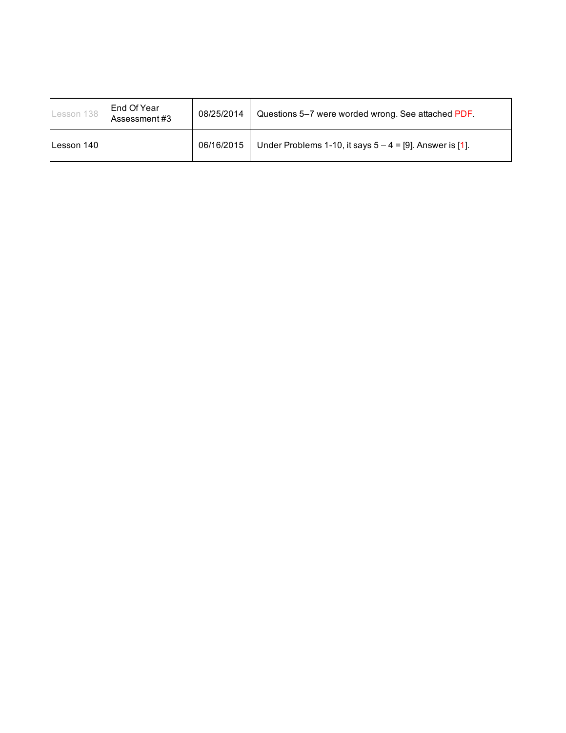| | | | |
|---|---|---|---|
| Lesson 138 | End Of Year Assessment #3 | 08/25/2014 | Questions 5–7 were worded wrong. See attached PDF. |
| Lesson 140 | | 06/16/2015 | Under Problems 1-10, it says 5 – 4 = [9]. Answer is [1]. |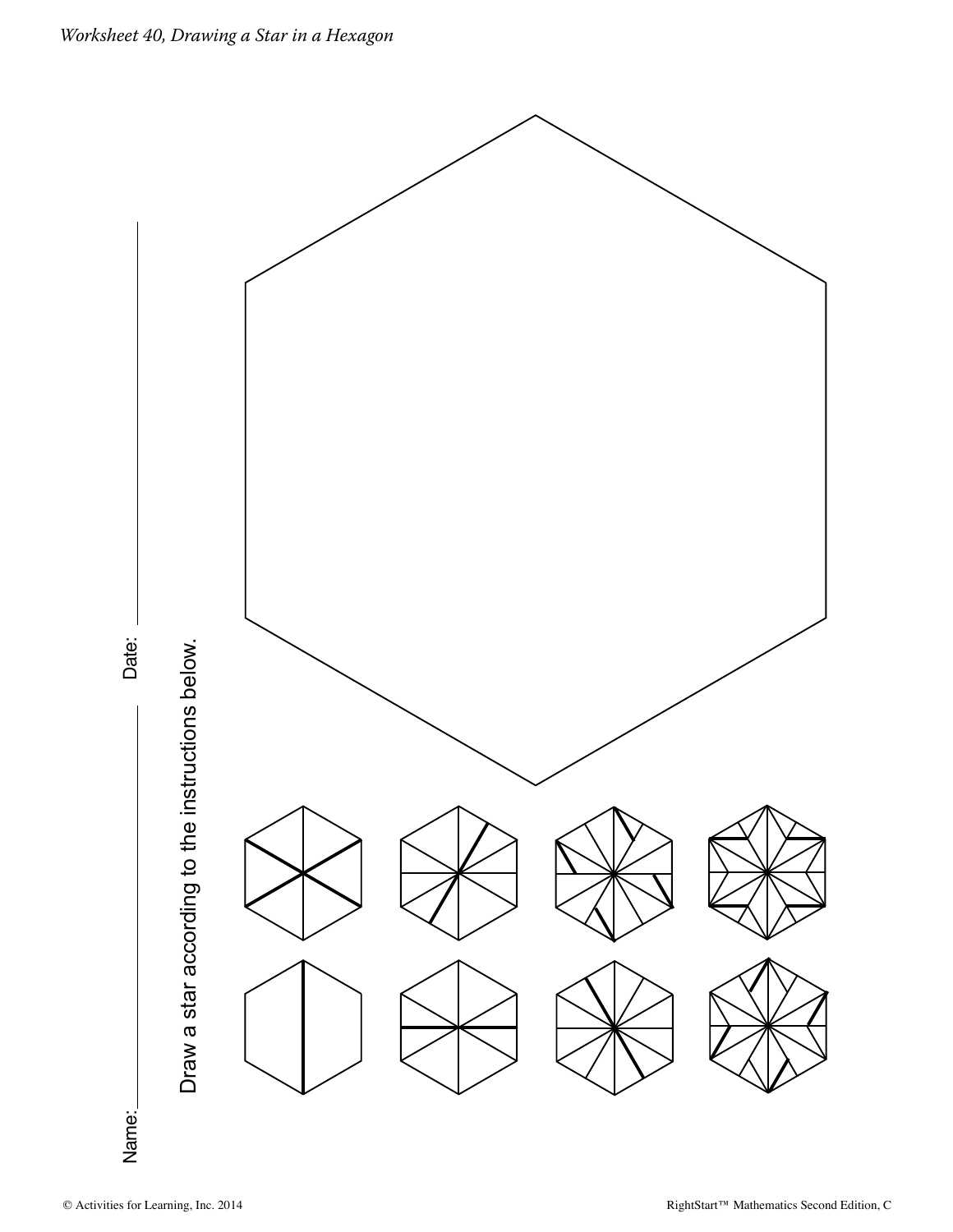*Worksheet 40, Drawing a Star in a Hexagon*

Name: ____________________ Date: ____________________

Draw a star according to the instructions below.

© Activities for Learning, Inc. 2014

RightStart™ Mathematics Second Edition, C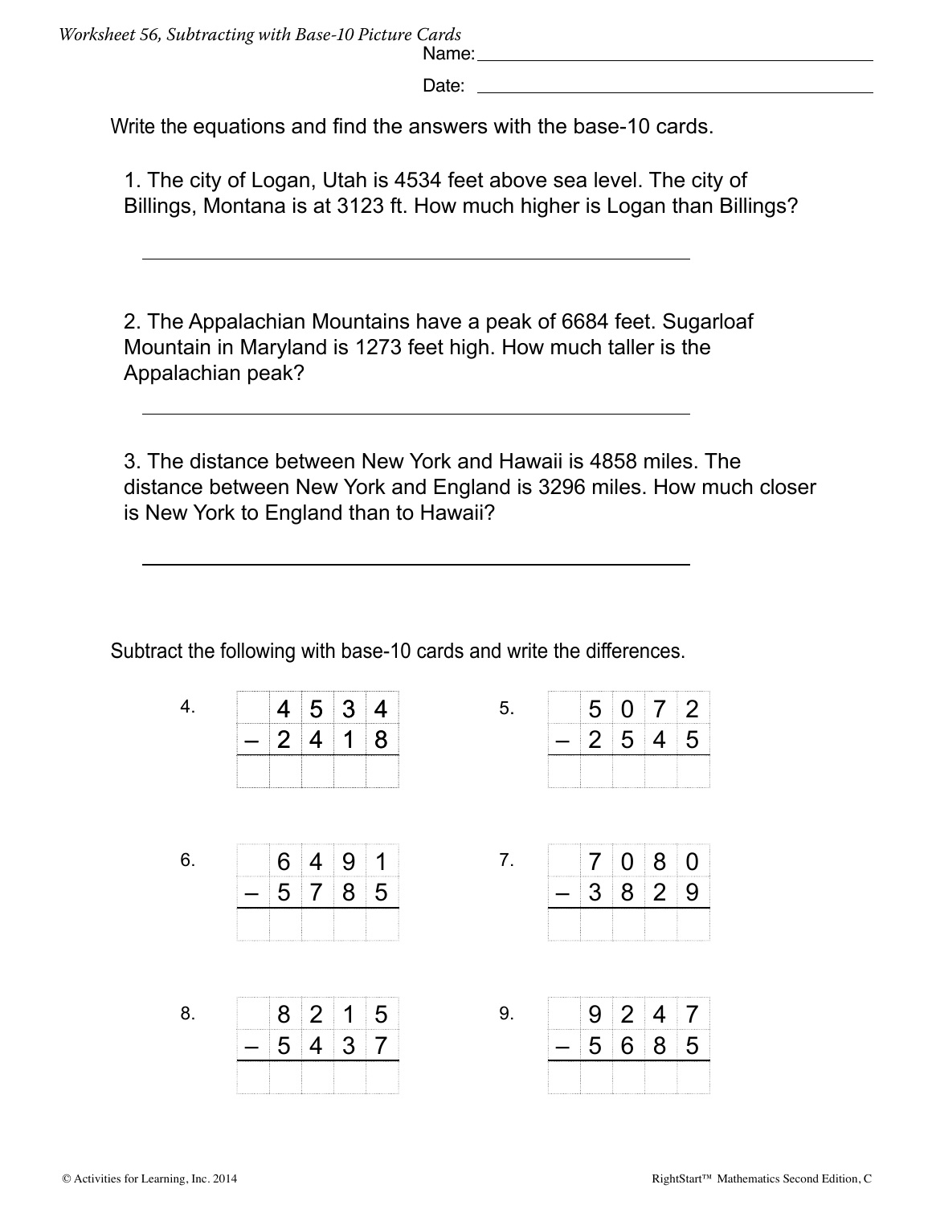*Worksheet 56, Subtracting with Base-10 Picture Cards*

Name: ____________________

Date: ____________________

Write the equations and find the answers with the base-10 cards.

1. The city of Logan, Utah is 4534 feet above sea level. The city of Billings, Montana is at 3123 ft. How much higher is Logan than Billings?

____________________________________________

2. The Appalachian Mountains have a peak of 6684 feet. Sugarloaf Mountain in Maryland is 1273 feet high. How much taller is the Appalachian peak?

____________________________________________

3. The distance between New York and Hawaii is 4858 miles. The distance between New York and England is 3296 miles. How much closer is New York to England than to Hawaii?

____________________________________________

Subtract the following with base-10 cards and write the differences.

4.

| | | | | |
|---|---|---|---|---|
| | 4 | 5 | 3 | 4 |
| – | 2 | 4 | 1 | 8 |
| | | | | |

5.

| | | | | |
|---|---|---|---|---|
| | 5 | 0 | 7 | 2 |
| – | 2 | 5 | 4 | 5 |
| | | | | |

6.

| | | | | |
|---|---|---|---|---|
| | 6 | 4 | 9 | 1 |
| – | 5 | 7 | 8 | 5 |
| | | | | |

7.

| | | | | |
|---|---|---|---|---|
| | 7 | 0 | 8 | 0 |
| – | 3 | 8 | 2 | 9 |
| | | | | |

8.

| | | | | |
|---|---|---|---|---|
| | 8 | 2 | 1 | 5 |
| – | 5 | 4 | 3 | 7 |
| | | | | |

9.

| | | | | |
|---|---|---|---|---|
| | 9 | 2 | 4 | 7 |
| – | 5 | 6 | 8 | 5 |
| | | | | |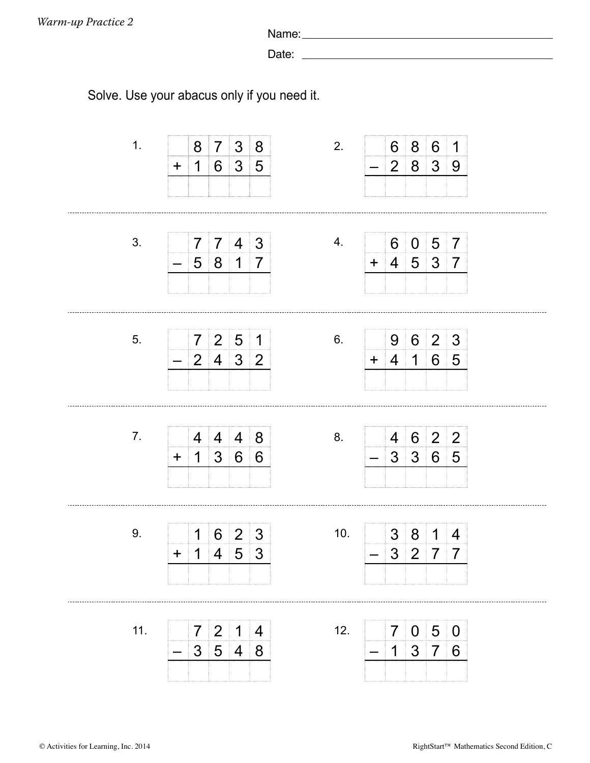*Warm-up Practice 2*

Name: ______________________________

Date: ______________________________

Solve. Use your abacus only if you need it.

1.

|   | 8 | 7 | 3 | 8 |
|---|---|---|---|---|
| + | 1 | 6 | 3 | 5 |
|   |   |   |   |   |

2.

|   | 6 | 8 | 6 | 1 |
|---|---|---|---|---|
| – | 2 | 8 | 3 | 9 |
|   |   |   |   |   |

3.

|   | 7 | 7 | 4 | 3 |
|---|---|---|---|---|
| – | 5 | 8 | 1 | 7 |
|   |   |   |   |   |

4.

|   | 6 | 0 | 5 | 7 |
|---|---|---|---|---|
| + | 4 | 5 | 3 | 7 |
|   |   |   |   |   |

5.

|   | 7 | 2 | 5 | 1 |
|---|---|---|---|---|
| – | 2 | 4 | 3 | 2 |
|   |   |   |   |   |

6.

|   | 9 | 6 | 2 | 3 |
|---|---|---|---|---|
| + | 4 | 1 | 6 | 5 |
|   |   |   |   |   |

7.

|   | 4 | 4 | 4 | 8 |
|---|---|---|---|---|
| + | 1 | 3 | 6 | 6 |
|   |   |   |   |   |

8.

|   | 4 | 6 | 2 | 2 |
|---|---|---|---|---|
| – | 3 | 3 | 6 | 5 |
|   |   |   |   |   |

9.

|   | 1 | 6 | 2 | 3 |
|---|---|---|---|---|
| + | 1 | 4 | 5 | 3 |
|   |   |   |   |   |

10.

|   | 3 | 8 | 1 | 4 |
|---|---|---|---|---|
| – | 3 | 2 | 7 | 7 |
|   |   |   |   |   |

11.

|   | 7 | 2 | 1 | 4 |
|---|---|---|---|---|
| – | 3 | 5 | 4 | 8 |
|   |   |   |   |   |

12.

|   | 7 | 0 | 5 | 0 |
|---|---|---|---|---|
| – | 1 | 3 | 7 | 6 |
|   |   |   |   |   |

© Activities for Learning, Inc. 2014

RightStart™ Mathematics Second Edition, C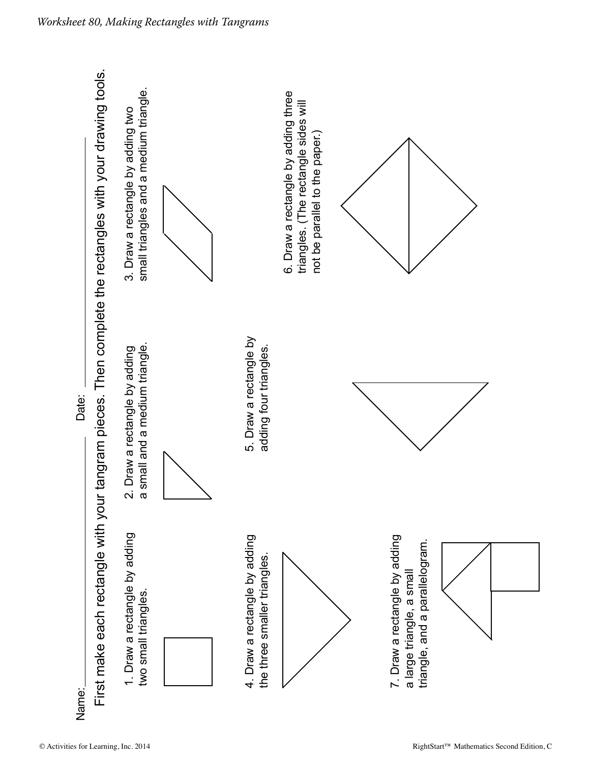Name: _______________ Date: _______________

First make each rectangle with your tangram pieces. Then complete the rectangles with your drawing tools.

1. Draw a rectangle by adding two small triangles.

2. Draw a rectangle by adding a small and a medium triangle.

3. Draw a rectangle by adding two small triangles and a medium triangle.

4. Draw a rectangle by adding the three smaller triangles.

5. Draw a rectangle by adding four triangles.

6. Draw a rectangle by adding three triangles. (The rectangle sides will not be parallel to the paper.)

7. Draw a rectangle by adding a large triangle, a small triangle, and a parallelogram.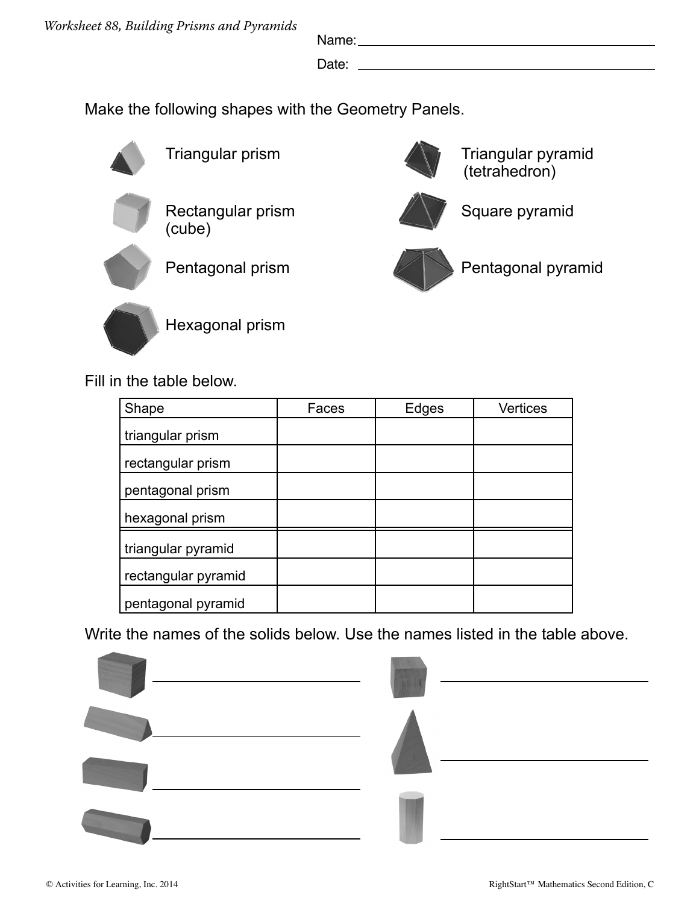*Worksheet 88, Building Prisms and Pyramids*

Name: ____________________________________________

Date: ____________________________________________

Make the following shapes with the Geometry Panels.

- Triangular prism
- Rectangular prism (cube)
- Pentagonal prism
- Hexagonal prism
- Triangular pyramid (tetrahedron)
- Square pyramid
- Pentagonal pyramid

Fill in the table below.

| Shape | Faces | Edges | Vertices |
|---|---|---|---|
| triangular prism | | | |
| rectangular prism | | | |
| pentagonal prism | | | |
| hexagonal prism | | | |
| triangular pyramid | | | |
| rectangular pyramid | | | |
| pentagonal pyramid | | | |

Write the names of the solids below. Use the names listed in the table above.

______________________________ ______________________________

______________________________ ______________________________

______________________________ ______________________________

______________________________ ______________________________

© Activities for Learning, Inc. 2014 RightStart™ Mathematics Second Edition, C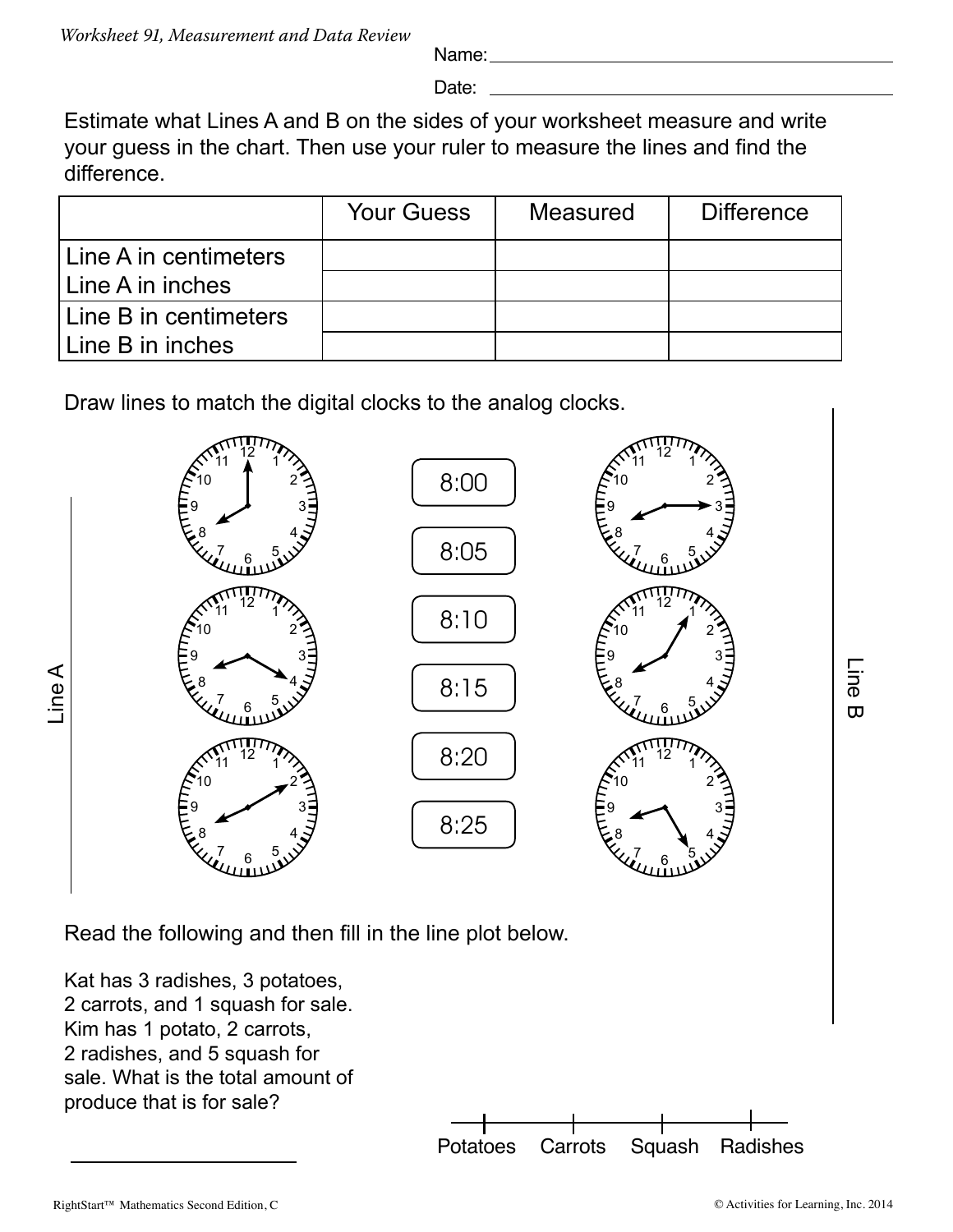*Worksheet 91, Measurement and Data Review*

Name: ____________________

Date: ____________________

Estimate what Lines A and B on the sides of your worksheet measure and write your guess in the chart. Then use your ruler to measure the lines and find the difference.

| | Your Guess | Measured | Difference |
|---|---|---|---|
| Line A in centimeters | | | |
| Line A in inches | | | |
| Line B in centimeters | | | |
| Line B in inches | | | |

Draw lines to match the digital clocks to the analog clocks.

8:00

8:05

8:10

8:15

8:20

8:25

Line A

Line B

Read the following and then fill in the line plot below.

Kat has 3 radishes, 3 potatoes, 2 carrots, and 1 squash for sale. Kim has 1 potato, 2 carrots, 2 radishes, and 5 squash for sale. What is the total amount of produce that is for sale?

____________________

Potatoes Carrots Squash Radishes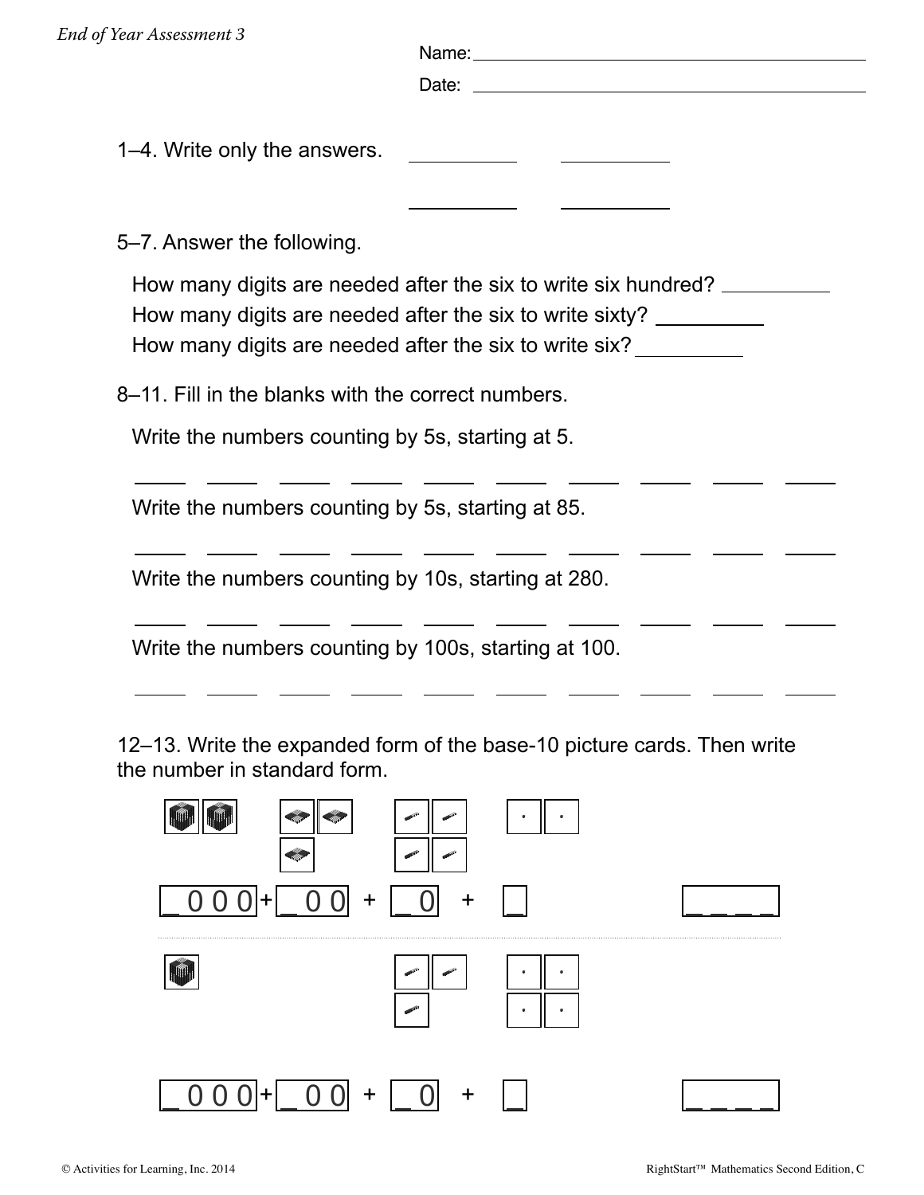*End of Year Assessment 3*

Name: ____________________________________________

Date: ____________________________________________

1–4. Write only the answers. __________ __________

__________ __________

5–7. Answer the following.

How many digits are needed after the six to write six hundred? __________

How many digits are needed after the six to write sixty? __________

How many digits are needed after the six to write six? __________

8–11. Fill in the blanks with the correct numbers.

Write the numbers counting by 5s, starting at 5.

_____ _____ _____ _____ _____ _____ _____ _____ _____ _____

Write the numbers counting by 5s, starting at 85.

_____ _____ _____ _____ _____ _____ _____ _____ _____ _____

Write the numbers counting by 10s, starting at 280.

_____ _____ _____ _____ _____ _____ _____ _____ _____ _____

Write the numbers counting by 100s, starting at 100.

_____ _____ _____ _____ _____ _____ _____ _____ _____ _____

12–13. Write the expanded form of the base-10 picture cards. Then write the number in standard form.

_ 0 0 0 + _ 0 0 + _ 0 + _ &nbsp;&nbsp;&nbsp;&nbsp; _ _ _ _

_ 0 0 0 + _ 0 0 + _ 0 + _ &nbsp;&nbsp;&nbsp;&nbsp; _ _ _ _